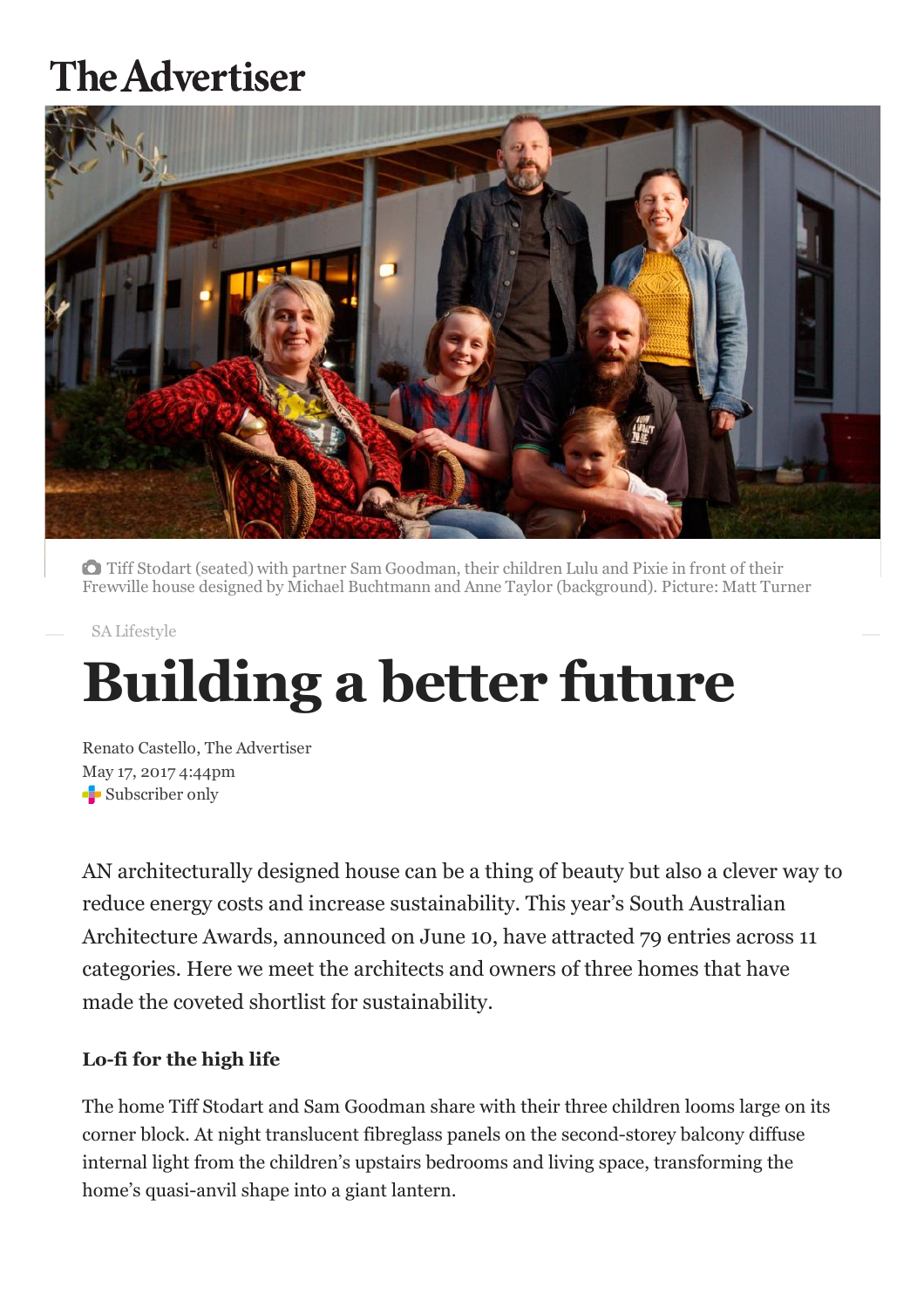# The Advertiser

Tiff Stodart (seated) with partner Sam Goodman, their children Lulu and Pixie in front of their Frewville house designed by Michael Buchtmann and Anne Taylor (background). Picture: Matt Turner

SA Lifestyle

# Building a better future

Renato Castello, The Advertiser
May 17, 2017 4:44pm
Subscriber only

AN architecturally designed house can be a thing of beauty but also a clever way to reduce energy costs and increase sustainability. This year's South Australian Architecture Awards, announced on June 10, have attracted 79 entries across 11 categories. Here we meet the architects and owners of three homes that have made the coveted shortlist for sustainability.

**Lo-fi for the high life**

The home Tiff Stodart and Sam Goodman share with their three children looms large on its corner block. At night translucent fibreglass panels on the second-storey balcony diffuse internal light from the children's upstairs bedrooms and living space, transforming the home's quasi-anvil shape into a giant lantern.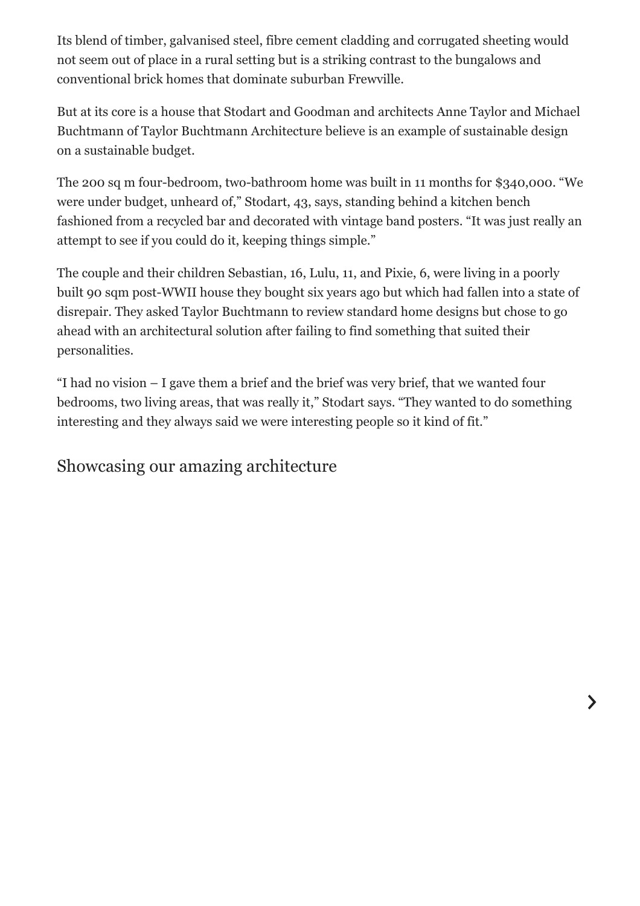Its blend of timber, galvanised steel, fibre cement cladding and corrugated sheeting would not seem out of place in a rural setting but is a striking contrast to the bungalows and conventional brick homes that dominate suburban Frewville.

But at its core is a house that Stodart and Goodman and architects Anne Taylor and Michael Buchtmann of Taylor Buchtmann Architecture believe is an example of sustainable design on a sustainable budget.

The 200 sq m four-bedroom, two-bathroom home was built in 11 months for $340,000. "We were under budget, unheard of," Stodart, 43, says, standing behind a kitchen bench fashioned from a recycled bar and decorated with vintage band posters. "It was just really an attempt to see if you could do it, keeping things simple."

The couple and their children Sebastian, 16, Lulu, 11, and Pixie, 6, were living in a poorly built 90 sqm post-WWII house they bought six years ago but which had fallen into a state of disrepair. They asked Taylor Buchtmann to review standard home designs but chose to go ahead with an architectural solution after failing to find something that suited their personalities.

"I had no vision – I gave them a brief and the brief was very brief, that we wanted four bedrooms, two living areas, that was really it," Stodart says. "They wanted to do something interesting and they always said we were interesting people so it kind of fit."

## Showcasing our amazing architecture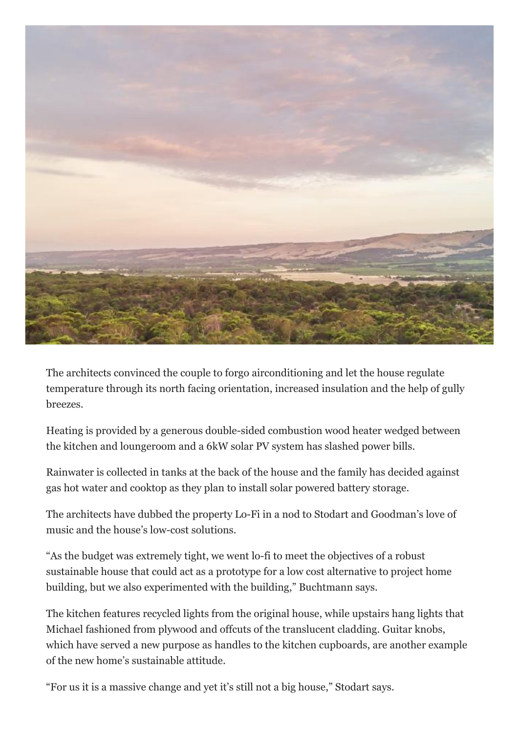The architects convinced the couple to forgo airconditioning and let the house regulate temperature through its north facing orientation, increased insulation and the help of gully breezes.

Heating is provided by a generous double-sided combustion wood heater wedged between the kitchen and loungeroom and a 6kW solar PV system has slashed power bills.

Rainwater is collected in tanks at the back of the house and the family has decided against gas hot water and cooktop as they plan to install solar powered battery storage.

The architects have dubbed the property Lo-Fi in a nod to Stodart and Goodman's love of music and the house's low-cost solutions.

"As the budget was extremely tight, we went lo-fi to meet the objectives of a robust sustainable house that could act as a prototype for a low cost alternative to project home building, but we also experimented with the building," Buchtmann says.

The kitchen features recycled lights from the original house, while upstairs hang lights that Michael fashioned from plywood and offcuts of the translucent cladding. Guitar knobs, which have served a new purpose as handles to the kitchen cupboards, are another example of the new home's sustainable attitude.

"For us it is a massive change and yet it's still not a big house," Stodart says.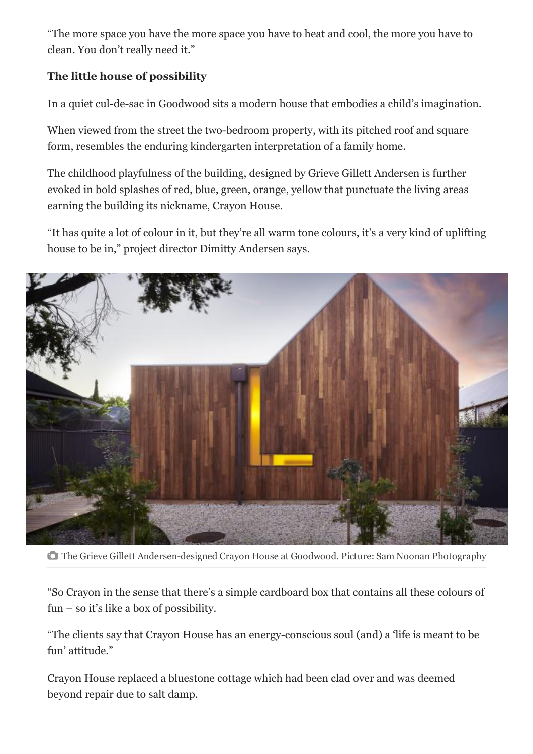"The more space you have the more space you have to heat and cool, the more you have to clean. You don't really need it."

**The little house of possibility**

In a quiet cul-de-sac in Goodwood sits a modern house that embodies a child's imagination.

When viewed from the street the two-bedroom property, with its pitched roof and square form, resembles the enduring kindergarten interpretation of a family home.

The childhood playfulness of the building, designed by Grieve Gillett Andersen is further evoked in bold splashes of red, blue, green, orange, yellow that punctuate the living areas earning the building its nickname, Crayon House.

"It has quite a lot of colour in it, but they're all warm tone colours, it's a very kind of uplifting house to be in," project director Dimitty Andersen says.

The Grieve Gillett Andersen-designed Crayon House at Goodwood. Picture: Sam Noonan Photography

"So Crayon in the sense that there's a simple cardboard box that contains all these colours of fun – so it's like a box of possibility.

"The clients say that Crayon House has an energy-conscious soul (and) a 'life is meant to be fun' attitude."

Crayon House replaced a bluestone cottage which had been clad over and was deemed beyond repair due to salt damp.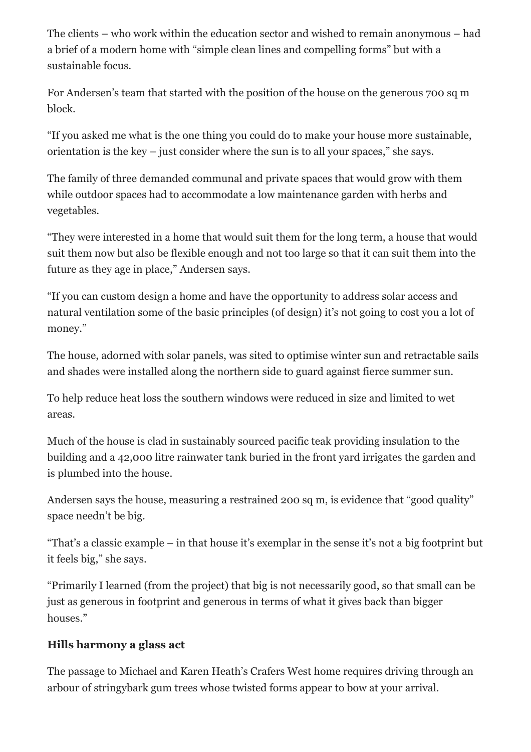The clients – who work within the education sector and wished to remain anonymous – had a brief of a modern home with "simple clean lines and compelling forms" but with a sustainable focus.

For Andersen's team that started with the position of the house on the generous 700 sq m block.

"If you asked me what is the one thing you could do to make your house more sustainable, orientation is the key – just consider where the sun is to all your spaces," she says.

The family of three demanded communal and private spaces that would grow with them while outdoor spaces had to accommodate a low maintenance garden with herbs and vegetables.

"They were interested in a home that would suit them for the long term, a house that would suit them now but also be flexible enough and not too large so that it can suit them into the future as they age in place," Andersen says.

"If you can custom design a home and have the opportunity to address solar access and natural ventilation some of the basic principles (of design) it's not going to cost you a lot of money."

The house, adorned with solar panels, was sited to optimise winter sun and retractable sails and shades were installed along the northern side to guard against fierce summer sun.

To help reduce heat loss the southern windows were reduced in size and limited to wet areas.

Much of the house is clad in sustainably sourced pacific teak providing insulation to the building and a 42,000 litre rainwater tank buried in the front yard irrigates the garden and is plumbed into the house.

Andersen says the house, measuring a restrained 200 sq m, is evidence that "good quality" space needn't be big.

"That's a classic example – in that house it's exemplar in the sense it's not a big footprint but it feels big," she says.

"Primarily I learned (from the project) that big is not necessarily good, so that small can be just as generous in footprint and generous in terms of what it gives back than bigger houses."

**Hills harmony a glass act**

The passage to Michael and Karen Heath's Crafers West home requires driving through an arbour of stringybark gum trees whose twisted forms appear to bow at your arrival.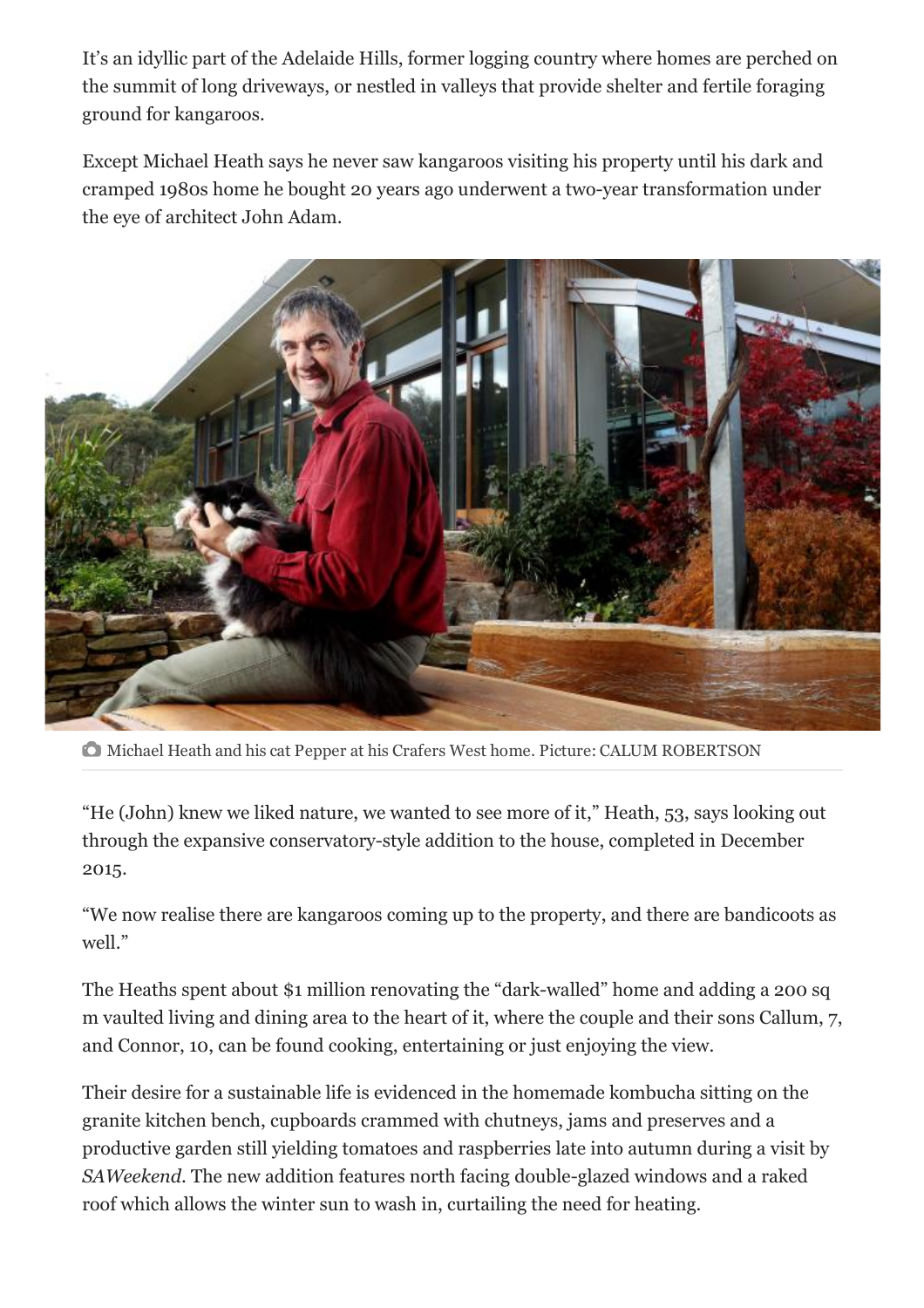It's an idyllic part of the Adelaide Hills, former logging country where homes are perched on the summit of long driveways, or nestled in valleys that provide shelter and fertile foraging ground for kangaroos.

Except Michael Heath says he never saw kangaroos visiting his property until his dark and cramped 1980s home he bought 20 years ago underwent a two-year transformation under the eye of architect John Adam.

Michael Heath and his cat Pepper at his Crafers West home. Picture: CALUM ROBERTSON

"He (John) knew we liked nature, we wanted to see more of it," Heath, 53, says looking out through the expansive conservatory-style addition to the house, completed in December 2015.

"We now realise there are kangaroos coming up to the property, and there are bandicoots as well."

The Heaths spent about $1 million renovating the "dark-walled" home and adding a 200 sq m vaulted living and dining area to the heart of it, where the couple and their sons Callum, 7, and Connor, 10, can be found cooking, entertaining or just enjoying the view.

Their desire for a sustainable life is evidenced in the homemade kombucha sitting on the granite kitchen bench, cupboards crammed with chutneys, jams and preserves and a productive garden still yielding tomatoes and raspberries late into autumn during a visit by *SAWeekend*. The new addition features north facing double-glazed windows and a raked roof which allows the winter sun to wash in, curtailing the need for heating.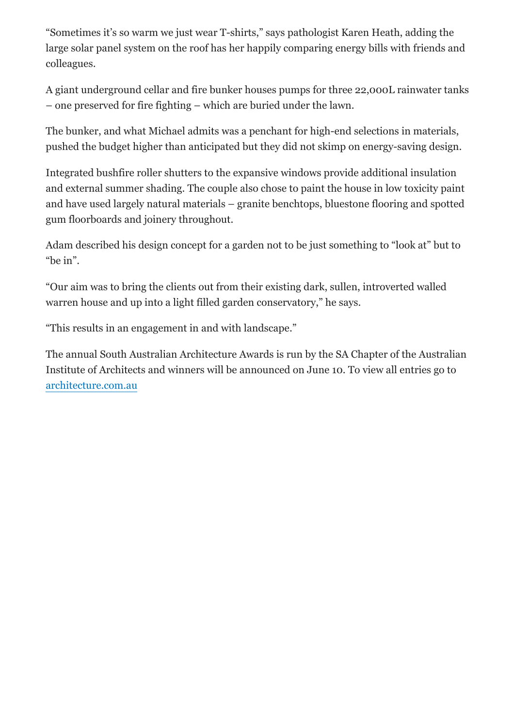"Sometimes it's so warm we just wear T-shirts," says pathologist Karen Heath, adding the large solar panel system on the roof has her happily comparing energy bills with friends and colleagues.

A giant underground cellar and fire bunker houses pumps for three 22,000L rainwater tanks – one preserved for fire fighting – which are buried under the lawn.

The bunker, and what Michael admits was a penchant for high-end selections in materials, pushed the budget higher than anticipated but they did not skimp on energy-saving design.

Integrated bushfire roller shutters to the expansive windows provide additional insulation and external summer shading. The couple also chose to paint the house in low toxicity paint and have used largely natural materials – granite benchtops, bluestone flooring and spotted gum floorboards and joinery throughout.

Adam described his design concept for a garden not to be just something to "look at" but to "be in".

"Our aim was to bring the clients out from their existing dark, sullen, introverted walled warren house and up into a light filled garden conservatory," he says.

"This results in an engagement in and with landscape."

The annual South Australian Architecture Awards is run by the SA Chapter of the Australian Institute of Architects and winners will be announced on June 10. To view all entries go to [architecture.com.au](architecture.com.au)